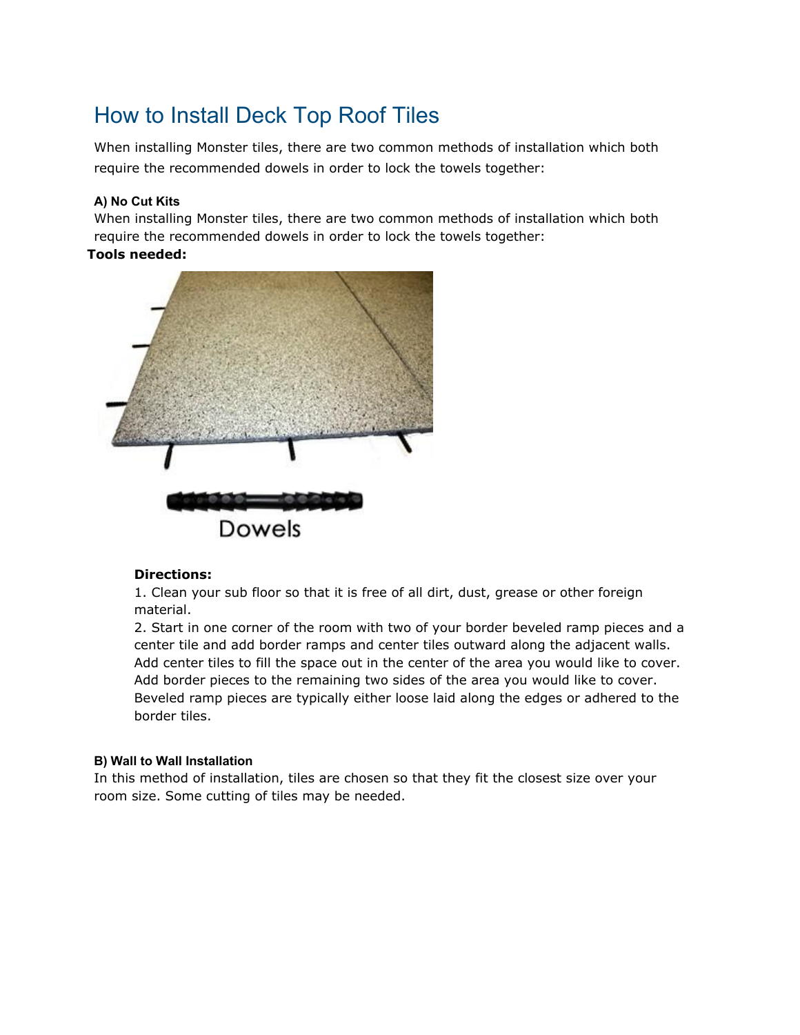# How to Install Deck Top Roof Tiles

When installing Monster tiles, there are two common methods of installation which both require the recommended dowels in order to lock the towels together:

#### A) No Cut Kits

When installing Monster tiles, there are two common methods of installation which both require the recommended dowels in order to lock the towels together:

**Tools needed:**

Dowels

**Directions:**

1. Clean your sub floor so that it is free of all dirt, dust, grease or other foreign material.
2. Start in one corner of the room with two of your border beveled ramp pieces and a center tile and add border ramps and center tiles outward along the adjacent walls. Add center tiles to fill the space out in the center of the area you would like to cover. Add border pieces to the remaining two sides of the area you would like to cover. Beveled ramp pieces are typically either loose laid along the edges or adhered to the border tiles.

#### B) Wall to Wall Installation

In this method of installation, tiles are chosen so that they fit the closest size over your room size. Some cutting of tiles may be needed.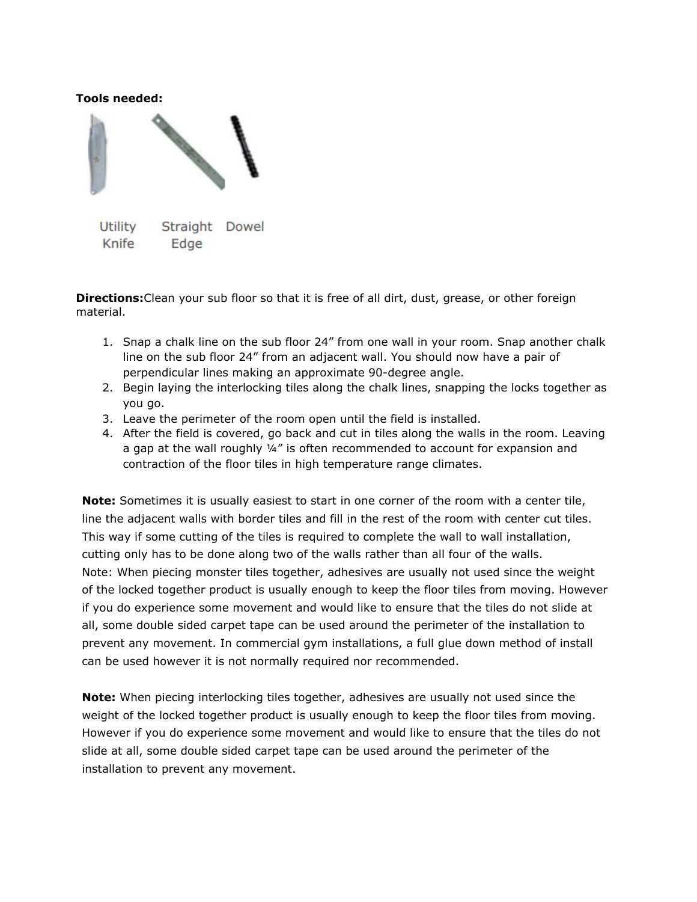**Tools needed:**

Utility Knife

Straight Edge

Dowel

**Directions:**Clean your sub floor so that it is free of all dirt, dust, grease, or other foreign material.

1. Snap a chalk line on the sub floor 24” from one wall in your room. Snap another chalk line on the sub floor 24” from an adjacent wall. You should now have a pair of perpendicular lines making an approximate 90-degree angle.
2. Begin laying the interlocking tiles along the chalk lines, snapping the locks together as you go.
3. Leave the perimeter of the room open until the field is installed.
4. After the field is covered, go back and cut in tiles along the walls in the room. Leaving a gap at the wall roughly ¼” is often recommended to account for expansion and contraction of the floor tiles in high temperature range climates.

**Note:** Sometimes it is usually easiest to start in one corner of the room with a center tile, line the adjacent walls with border tiles and fill in the rest of the room with center cut tiles. This way if some cutting of the tiles is required to complete the wall to wall installation, cutting only has to be done along two of the walls rather than all four of the walls.
Note: When piecing monster tiles together, adhesives are usually not used since the weight of the locked together product is usually enough to keep the floor tiles from moving. However if you do experience some movement and would like to ensure that the tiles do not slide at all, some double sided carpet tape can be used around the perimeter of the installation to prevent any movement. In commercial gym installations, a full glue down method of install can be used however it is not normally required nor recommended.

**Note:** When piecing interlocking tiles together, adhesives are usually not used since the weight of the locked together product is usually enough to keep the floor tiles from moving. However if you do experience some movement and would like to ensure that the tiles do not slide at all, some double sided carpet tape can be used around the perimeter of the installation to prevent any movement.